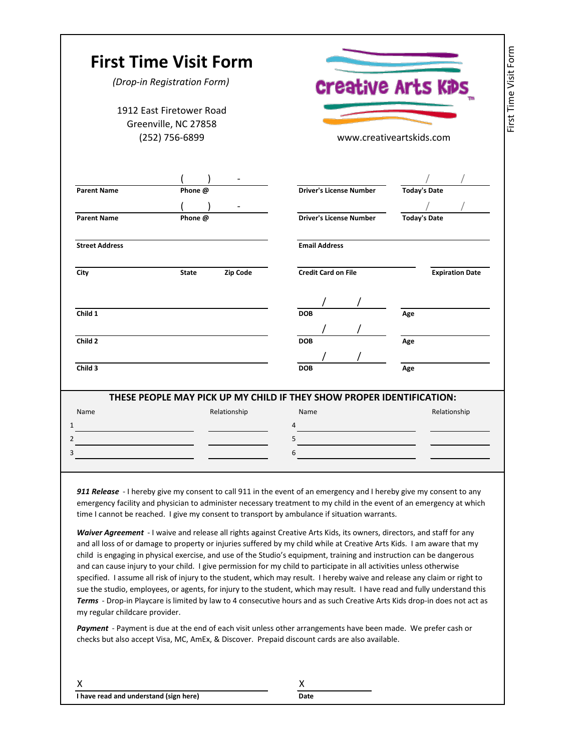# First Time Visit Form

*(Drop-in Registration Form)*

1912 East Firetower Road
Greenville, NC 27858
(252) 756-6899

Creative Arts Kids

www.creativeartskids.com

| | | | |
|---|---|---|---|
| **Parent Name** | **Phone @** ( ) - | **Driver's License Number** | **Today's Date** / / |
| **Parent Name** | **Phone @** ( ) - | **Driver's License Number** | **Today's Date** / / |

**Street Address**

**Email Address**

**City** **State** **Zip Code**

**Credit Card on File** **Expiration Date**

| | | |
|---|---|---|
| **Child 1** | **DOB** / / | **Age** |
| **Child 2** | **DOB** / / | **Age** |
| **Child 3** | **DOB** / / | **Age** |

## THESE PEOPLE MAY PICK UP MY CHILD IF THEY SHOW PROPER IDENTIFICATION:

| | Name | Relationship | | Name | Relationship |
|---|---|---|---|---|---|
| 1 | | | 4 | | |
| 2 | | | 5 | | |
| 3 | | | 6 | | |

***911 Release*** - I hereby give my consent to call 911 in the event of an emergency and I hereby give my consent to any emergency facility and physician to administer necessary treatment to my child in the event of an emergency at which time I cannot be reached. I give my consent to transport by ambulance if situation warrants.

***Waiver Agreement*** - I waive and release all rights against Creative Arts Kids, its owners, directors, and staff for any and all loss of or damage to property or injuries suffered by my child while at Creative Arts Kids. I am aware that my child is engaging in physical exercise, and use of the Studio's equipment, training and instruction can be dangerous and can cause injury to your child. I give permission for my child to participate in all activities unless otherwise specified. I assume all risk of injury to the student, which may result. I hereby waive and release any claim or right to sue the studio, employees, or agents, for injury to the student, which may result. I have read and fully understand this

***Terms*** - Drop-in Playcare is limited by law to 4 consecutive hours and as such Creative Arts Kids drop-in does not act as my regular childcare provider.

***Payment*** - Payment is due at the end of each visit unless other arrangements have been made. We prefer cash or checks but also accept Visa, MC, AmEx, & Discover. Prepaid discount cards are also available.

X
**I have read and understand (sign here)**

X
**Date**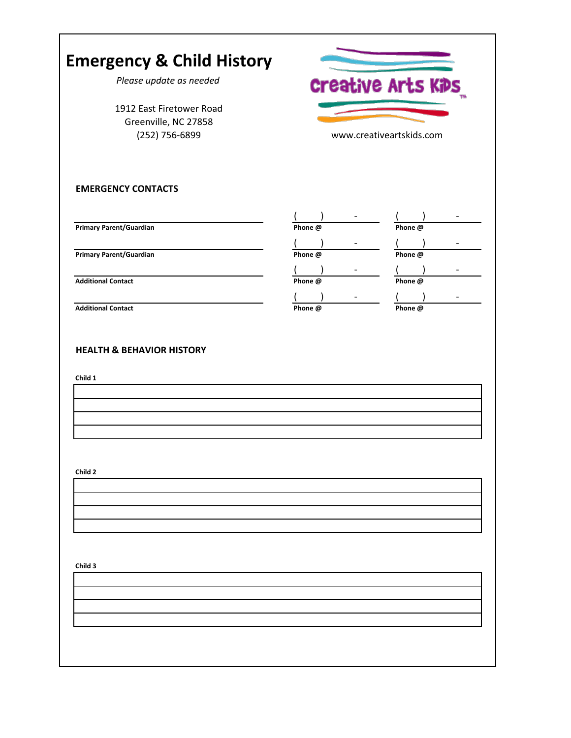# Emergency & Child History

*Please update as needed*

1912 East Firetower Road
Greenville, NC 27858
(252) 756-6899

Creative Arts Kids™

www.creativeartskids.com

## EMERGENCY CONTACTS

| | | |
|---|---|---|
| **Primary Parent/Guardian** | ( ) - **Phone @** | ( ) - **Phone @** |
| **Primary Parent/Guardian** | ( ) - **Phone @** | ( ) - **Phone @** |
| **Additional Contact** | ( ) - **Phone @** | ( ) - **Phone @** |
| **Additional Contact** | ( ) - **Phone @** | ( ) - **Phone @** |

## HEALTH & BEHAVIOR HISTORY

**Child 1**

| |
|---|
| |
| |
| |
| |

**Child 2**

| |
|---|
| |
| |
| |
| |

**Child 3**

| |
|---|
| |
| |
| |
| |